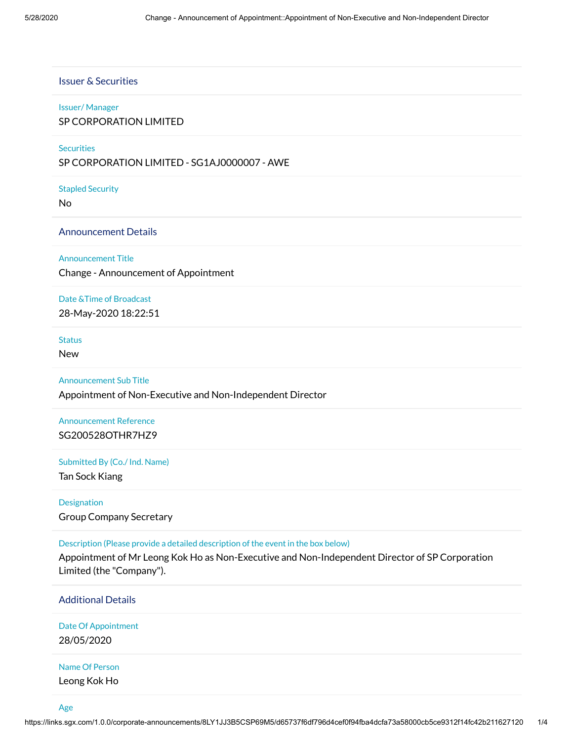## Issuer & Securities

Issuer/ Manager

SP CORPORATION LIMITED

Securities

SP CORPORATION LIMITED - SG1AJ0000007 - AWE

Stapled Security

No

## Announcement Details

Announcement Title

Change - Announcement of Appointment

Date &Time of Broadcast

28-May-2020 18:22:51

Status

New

Announcement Sub Title

Appointment of Non-Executive and Non-Independent Director

Announcement Reference

SG200528OTHR7HZ9

Submitted By (Co./ Ind. Name)

Tan Sock Kiang

Designation

Group Company Secretary

Description (Please provide a detailed description of the event in the box below)

Appointment of Mr Leong Kok Ho as Non-Executive and Non-Independent Director of SP Corporation Limited (the "Company").

## Additional Details

Date Of Appointment

28/05/2020

Name Of Person

Leong Kok Ho

Age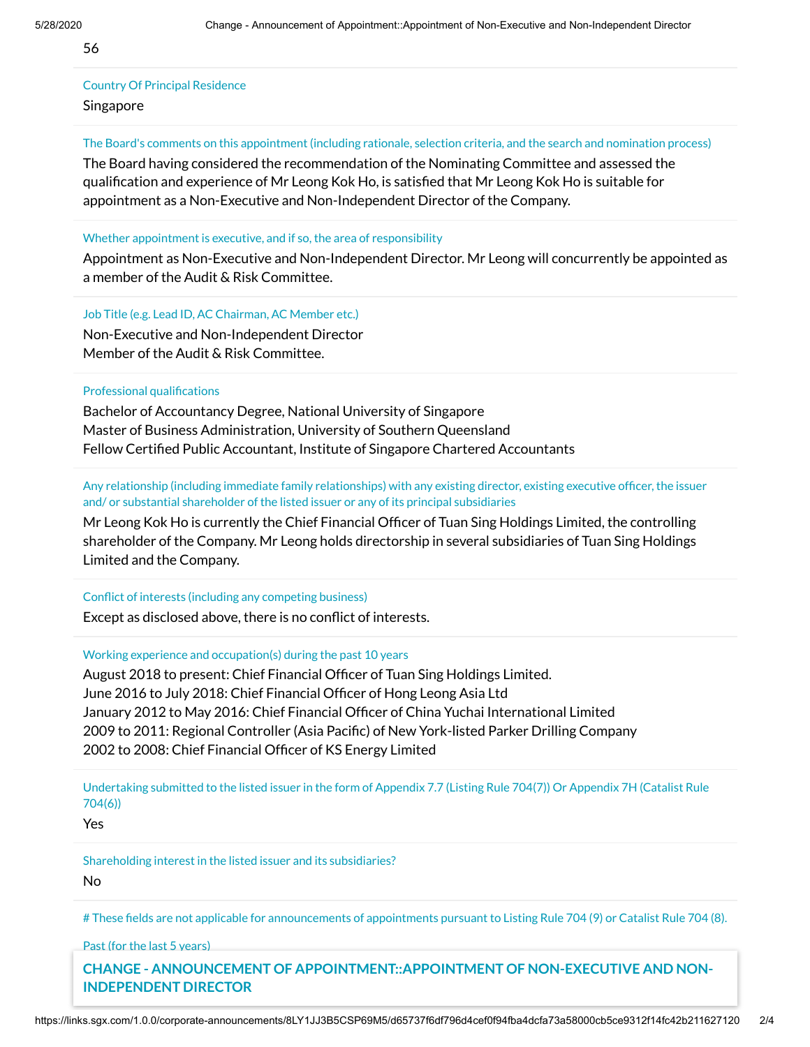56

Country Of Principal Residence

Singapore

The Board's comments on this appointment (including rationale, selection criteria, and the search and nomination process)

The Board having considered the recommendation of the Nominating Committee and assessed the qualification and experience of Mr Leong Kok Ho, is satisfied that Mr Leong Kok Ho is suitable for appointment as a Non-Executive and Non-Independent Director of the Company.

Whether appointment is executive, and if so, the area of responsibility

Appointment as Non-Executive and Non-Independent Director. Mr Leong will concurrently be appointed as a member of the Audit & Risk Committee.

Job Title (e.g. Lead ID, AC Chairman, AC Member etc.)

Non-Executive and Non-Independent Director
Member of the Audit & Risk Committee.

Professional qualifications

Bachelor of Accountancy Degree, National University of Singapore
Master of Business Administration, University of Southern Queensland
Fellow Certified Public Accountant, Institute of Singapore Chartered Accountants

Any relationship (including immediate family relationships) with any existing director, existing executive officer, the issuer and/ or substantial shareholder of the listed issuer or any of its principal subsidiaries

Mr Leong Kok Ho is currently the Chief Financial Officer of Tuan Sing Holdings Limited, the controlling shareholder of the Company. Mr Leong holds directorship in several subsidiaries of Tuan Sing Holdings Limited and the Company.

Conflict of interests (including any competing business)

Except as disclosed above, there is no conflict of interests.

Working experience and occupation(s) during the past 10 years

August 2018 to present: Chief Financial Officer of Tuan Sing Holdings Limited.
June 2016 to July 2018: Chief Financial Officer of Hong Leong Asia Ltd
January 2012 to May 2016: Chief Financial Officer of China Yuchai International Limited
2009 to 2011: Regional Controller (Asia Pacific) of New York-listed Parker Drilling Company
2002 to 2008: Chief Financial Officer of KS Energy Limited

Undertaking submitted to the listed issuer in the form of Appendix 7.7 (Listing Rule 704(7)) Or Appendix 7H (Catalist Rule 704(6))

Yes

Shareholding interest in the listed issuer and its subsidiaries?

No

# These fields are not applicable for announcements of appointments pursuant to Listing Rule 704 (9) or Catalist Rule 704 (8).

Past (for the last 5 years)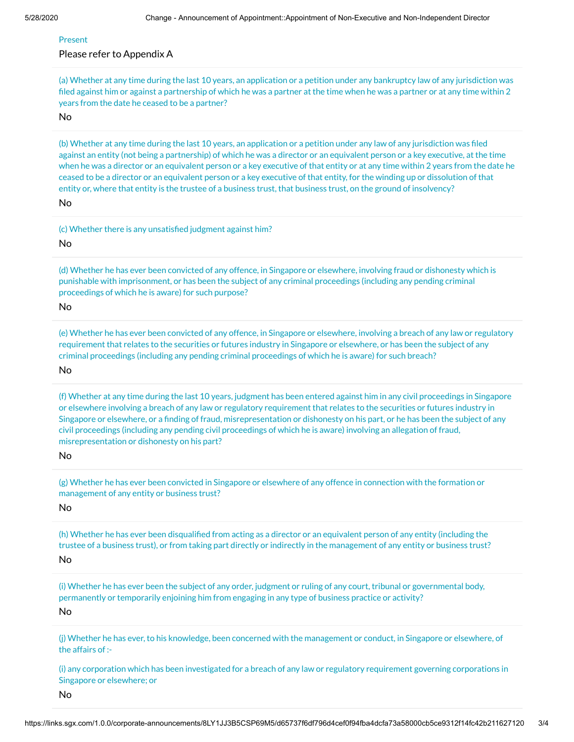Present

Please refer to Appendix A

(a) Whether at any time during the last 10 years, an application or a petition under any bankruptcy law of any jurisdiction was filed against him or against a partnership of which he was a partner at the time when he was a partner or at any time within 2 years from the date he ceased to be a partner?

No

(b) Whether at any time during the last 10 years, an application or a petition under any law of any jurisdiction was filed against an entity (not being a partnership) of which he was a director or an equivalent person or a key executive, at the time when he was a director or an equivalent person or a key executive of that entity or at any time within 2 years from the date he ceased to be a director or an equivalent person or a key executive of that entity, for the winding up or dissolution of that entity or, where that entity is the trustee of a business trust, that business trust, on the ground of insolvency?

No

(c) Whether there is any unsatisfied judgment against him?

No

(d) Whether he has ever been convicted of any offence, in Singapore or elsewhere, involving fraud or dishonesty which is punishable with imprisonment, or has been the subject of any criminal proceedings (including any pending criminal proceedings of which he is aware) for such purpose?

No

(e) Whether he has ever been convicted of any offence, in Singapore or elsewhere, involving a breach of any law or regulatory requirement that relates to the securities or futures industry in Singapore or elsewhere, or has been the subject of any criminal proceedings (including any pending criminal proceedings of which he is aware) for such breach?

No

(f) Whether at any time during the last 10 years, judgment has been entered against him in any civil proceedings in Singapore or elsewhere involving a breach of any law or regulatory requirement that relates to the securities or futures industry in Singapore or elsewhere, or a finding of fraud, misrepresentation or dishonesty on his part, or he has been the subject of any civil proceedings (including any pending civil proceedings of which he is aware) involving an allegation of fraud, misrepresentation or dishonesty on his part?

No

(g) Whether he has ever been convicted in Singapore or elsewhere of any offence in connection with the formation or management of any entity or business trust?

No

(h) Whether he has ever been disqualified from acting as a director or an equivalent person of any entity (including the trustee of a business trust), or from taking part directly or indirectly in the management of any entity or business trust?

No

(i) Whether he has ever been the subject of any order, judgment or ruling of any court, tribunal or governmental body, permanently or temporarily enjoining him from engaging in any type of business practice or activity?

No

(j) Whether he has ever, to his knowledge, been concerned with the management or conduct, in Singapore or elsewhere, of the affairs of :-

(i) any corporation which has been investigated for a breach of any law or regulatory requirement governing corporations in Singapore or elsewhere; or

No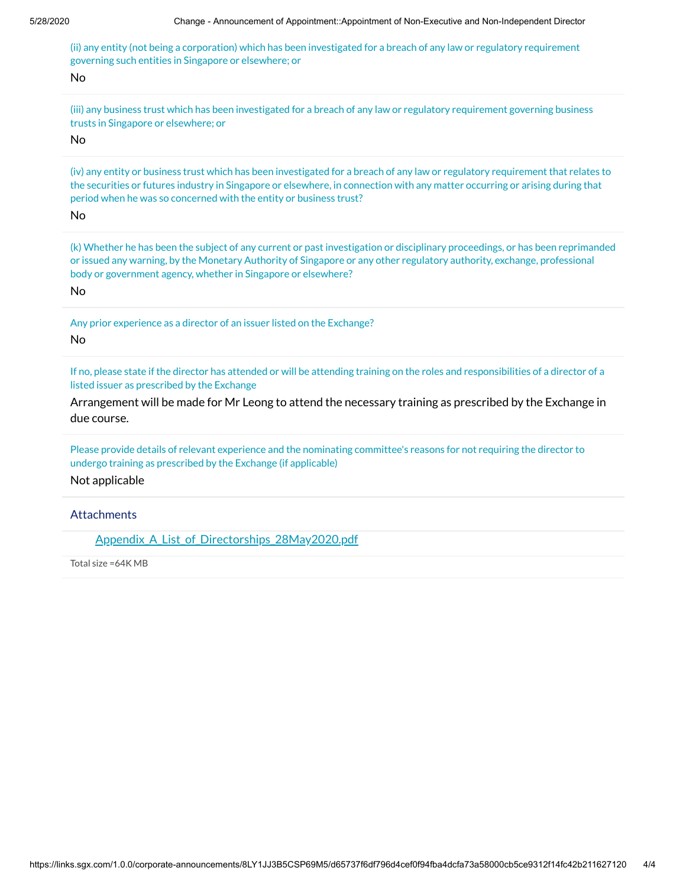(ii) any entity (not being a corporation) which has been investigated for a breach of any law or regulatory requirement governing such entities in Singapore or elsewhere; or

No

(iii) any business trust which has been investigated for a breach of any law or regulatory requirement governing business trusts in Singapore or elsewhere; or

No

(iv) any entity or business trust which has been investigated for a breach of any law or regulatory requirement that relates to the securities or futures industry in Singapore or elsewhere, in connection with any matter occurring or arising during that period when he was so concerned with the entity or business trust?

No

(k) Whether he has been the subject of any current or past investigation or disciplinary proceedings, or has been reprimanded or issued any warning, by the Monetary Authority of Singapore or any other regulatory authority, exchange, professional body or government agency, whether in Singapore or elsewhere?

No

Any prior experience as a director of an issuer listed on the Exchange?

No

If no, please state if the director has attended or will be attending training on the roles and responsibilities of a director of a listed issuer as prescribed by the Exchange

Arrangement will be made for Mr Leong to attend the necessary training as prescribed by the Exchange in due course.

Please provide details of relevant experience and the nominating committee's reasons for not requiring the director to undergo training as prescribed by the Exchange (if applicable)

Not applicable

## Attachments

Appendix_A_List_of_Directorships_28May2020.pdf

Total size =64K MB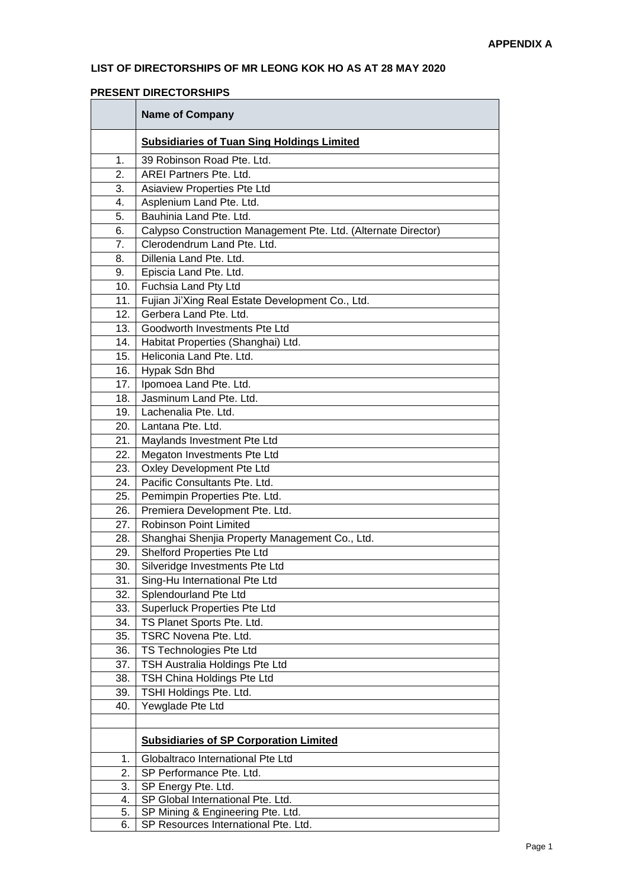**APPENDIX A**

**LIST OF DIRECTORSHIPS OF MR LEONG KOK HO AS AT 28 MAY 2020**

**PRESENT DIRECTORSHIPS**

| | **Name of Company** |
|---|---|
| | **Subsidiaries of Tuan Sing Holdings Limited** |
| 1. | 39 Robinson Road Pte. Ltd. |
| 2. | AREI Partners Pte. Ltd. |
| 3. | Asiaview Properties Pte Ltd |
| 4. | Asplenium Land Pte. Ltd. |
| 5. | Bauhinia Land Pte. Ltd. |
| 6. | Calypso Construction Management Pte. Ltd. (Alternate Director) |
| 7. | Clerodendrum Land Pte. Ltd. |
| 8. | Dillenia Land Pte. Ltd. |
| 9. | Episcia Land Pte. Ltd. |
| 10. | Fuchsia Land Pty Ltd |
| 11. | Fujian Ji'Xing Real Estate Development Co., Ltd. |
| 12. | Gerbera Land Pte. Ltd. |
| 13. | Goodworth Investments Pte Ltd |
| 14. | Habitat Properties (Shanghai) Ltd. |
| 15. | Heliconia Land Pte. Ltd. |
| 16. | Hypak Sdn Bhd |
| 17. | Ipomoea Land Pte. Ltd. |
| 18. | Jasminum Land Pte. Ltd. |
| 19. | Lachenalia Pte. Ltd. |
| 20. | Lantana Pte. Ltd. |
| 21. | Maylands Investment Pte Ltd |
| 22. | Megaton Investments Pte Ltd |
| 23. | Oxley Development Pte Ltd |
| 24. | Pacific Consultants Pte. Ltd. |
| 25. | Pemimpin Properties Pte. Ltd. |
| 26. | Premiera Development Pte. Ltd. |
| 27. | Robinson Point Limited |
| 28. | Shanghai Shenjia Property Management Co., Ltd. |
| 29. | Shelford Properties Pte Ltd |
| 30. | Silveridge Investments Pte Ltd |
| 31. | Sing-Hu International Pte Ltd |
| 32. | Splendourland Pte Ltd |
| 33. | Superluck Properties Pte Ltd |
| 34. | TS Planet Sports Pte. Ltd. |
| 35. | TSRC Novena Pte. Ltd. |
| 36. | TS Technologies Pte Ltd |
| 37. | TSH Australia Holdings Pte Ltd |
| 38. | TSH China Holdings Pte Ltd |
| 39. | TSHI Holdings Pte. Ltd. |
| 40. | Yewglade Pte Ltd |
| | |
| | **Subsidiaries of SP Corporation Limited** |
| 1. | Globaltraco International Pte Ltd |
| 2. | SP Performance Pte. Ltd. |
| 3. | SP Energy Pte. Ltd. |
| 4. | SP Global International Pte. Ltd. |
| 5. | SP Mining & Engineering Pte. Ltd. |
| 6. | SP Resources International Pte. Ltd. |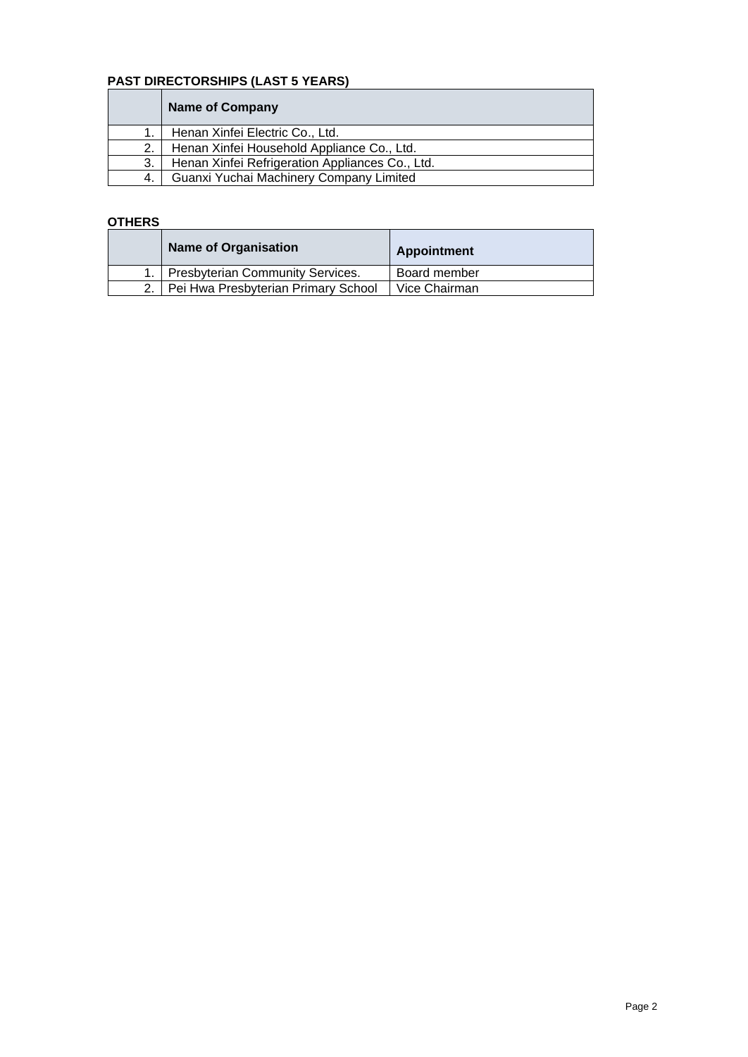**PAST DIRECTORSHIPS (LAST 5 YEARS)**

| | Name of Company |
|---|---|
| 1. | Henan Xinfei Electric Co., Ltd. |
| 2. | Henan Xinfei Household Appliance Co., Ltd. |
| 3. | Henan Xinfei Refrigeration Appliances Co., Ltd. |
| 4. | Guanxi Yuchai Machinery Company Limited |

**OTHERS**

| | Name of Organisation | Appointment |
|---|---|---|
| 1. | Presbyterian Community Services. | Board member |
| 2. | Pei Hwa Presbyterian Primary School | Vice Chairman |